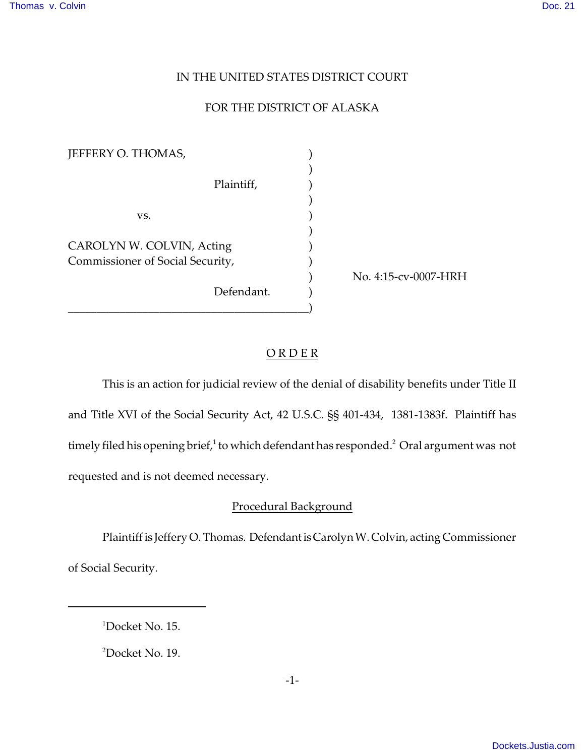IN THE UNITED STATES DISTRICT COURT

FOR THE DISTRICT OF ALASKA

JEFFERY O. THOMAS,

Plaintiff,

vs.

CAROLYN W. COLVIN, Acting Commissioner of Social Security,

Defendant.

No. 4:15-cv-0007-HRH

## O R D E R

This is an action for judicial review of the denial of disability benefits under Title II and Title XVI of the Social Security Act, 42 U.S.C. §§ 401-434, 1381-1383f. Plaintiff has timely filed his opening brief,[1] to which defendant has responded.[2] Oral argument was not requested and is not deemed necessary.

### Procedural Background

Plaintiff is Jeffery O. Thomas. Defendant is Carolyn W. Colvin, acting Commissioner of Social Security.

---

[1]Docket No. 15.

[2]Docket No. 19.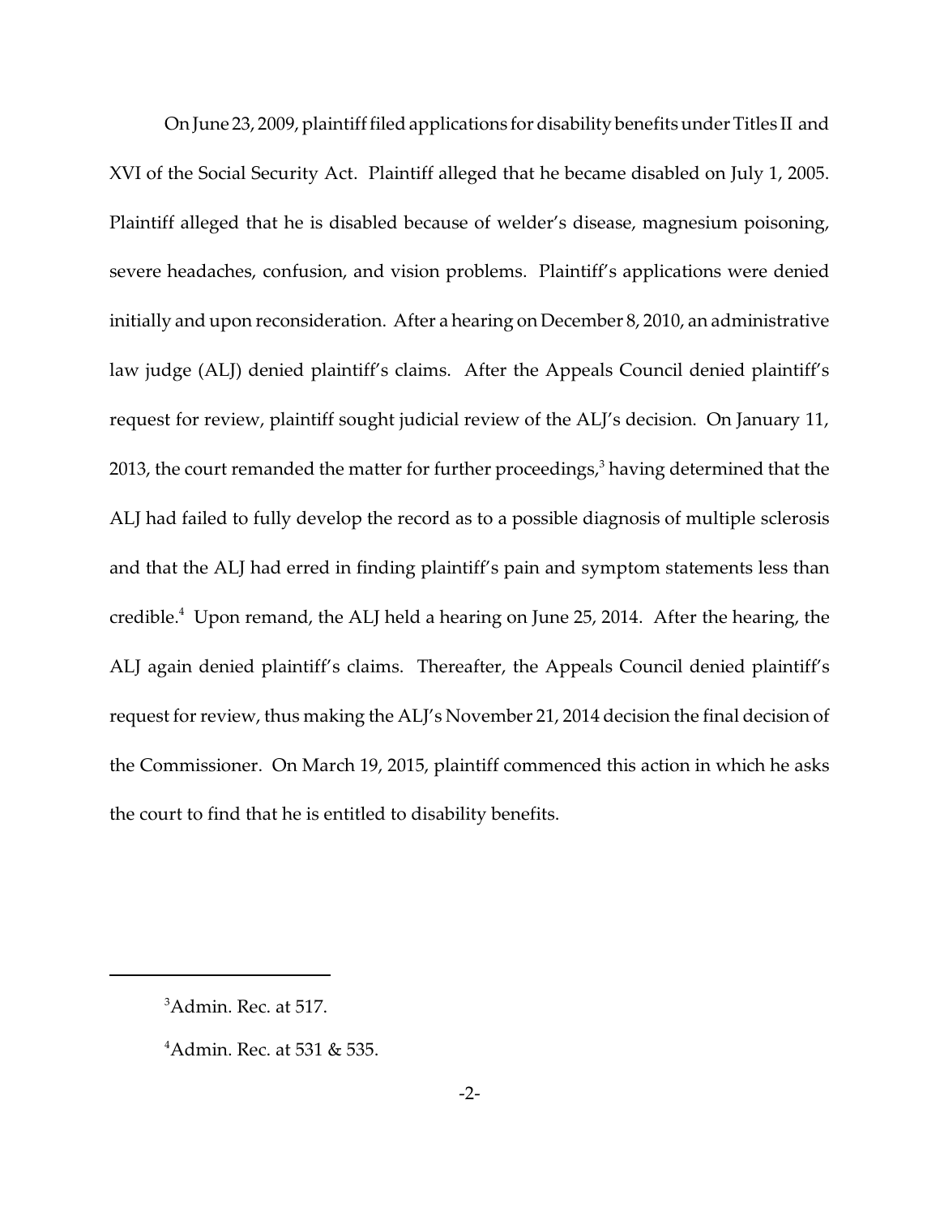On June 23, 2009, plaintiff filed applications for disability benefits under Titles II and XVI of the Social Security Act. Plaintiff alleged that he became disabled on July 1, 2005. Plaintiff alleged that he is disabled because of welder's disease, magnesium poisoning, severe headaches, confusion, and vision problems. Plaintiff's applications were denied initially and upon reconsideration. After a hearing on December 8, 2010, an administrative law judge (ALJ) denied plaintiff's claims. After the Appeals Council denied plaintiff's request for review, plaintiff sought judicial review of the ALJ's decision. On January 11, 2013, the court remanded the matter for further proceedings,[3] having determined that the ALJ had failed to fully develop the record as to a possible diagnosis of multiple sclerosis and that the ALJ had erred in finding plaintiff's pain and symptom statements less than credible.[4] Upon remand, the ALJ held a hearing on June 25, 2014. After the hearing, the ALJ again denied plaintiff's claims. Thereafter, the Appeals Council denied plaintiff's request for review, thus making the ALJ's November 21, 2014 decision the final decision of the Commissioner. On March 19, 2015, plaintiff commenced this action in which he asks the court to find that he is entitled to disability benefits.

---

[3]Admin. Rec. at 517.

[4]Admin. Rec. at 531 & 535.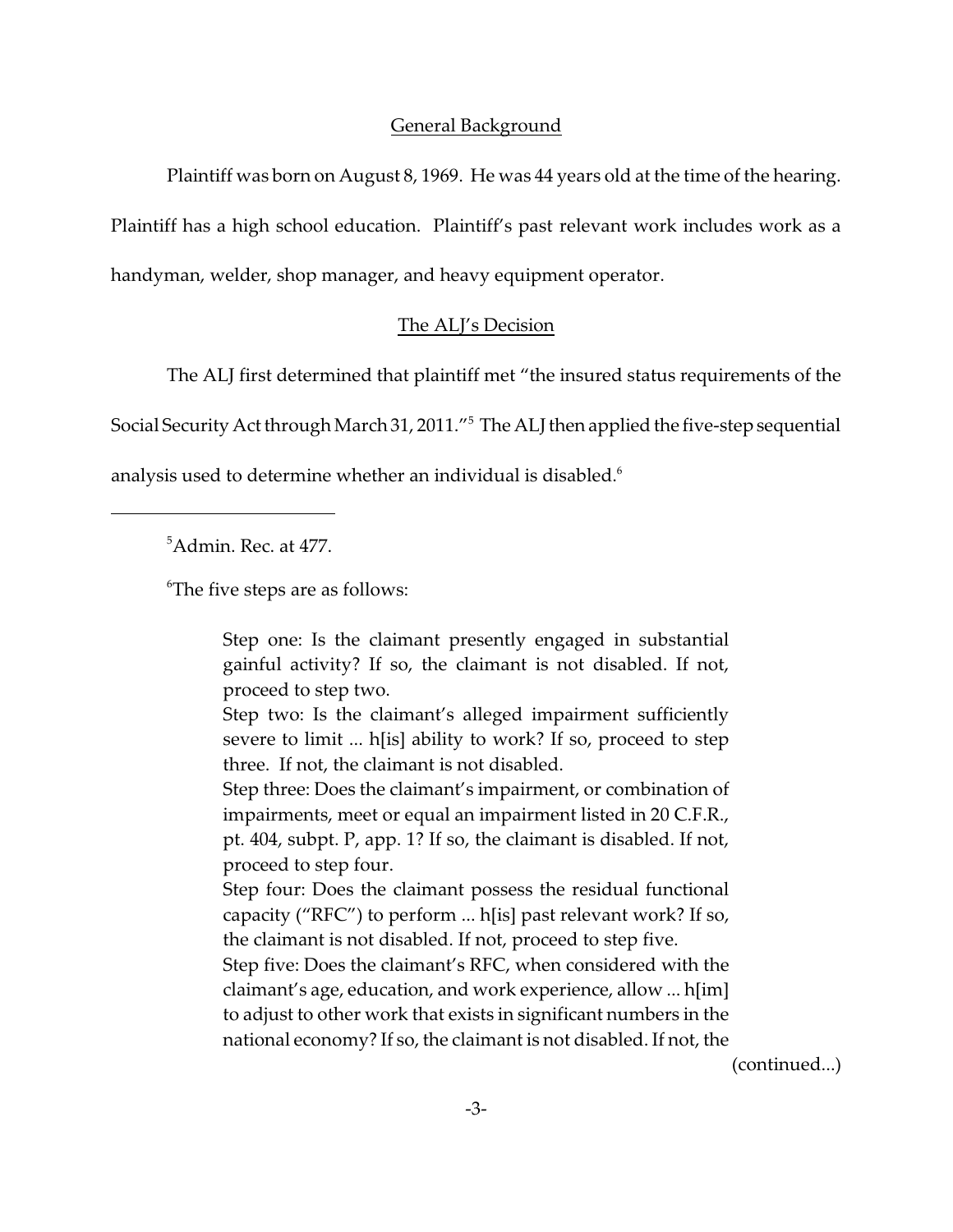## General Background

Plaintiff was born on August 8, 1969. He was 44 years old at the time of the hearing. Plaintiff has a high school education. Plaintiff's past relevant work includes work as a handyman, welder, shop manager, and heavy equipment operator.

## The ALJ's Decision

The ALJ first determined that plaintiff met "the insured status requirements of the Social Security Act through March 31, 2011."[5] The ALJ then applied the five-step sequential analysis used to determine whether an individual is disabled.[6]

---

[5]Admin. Rec. at 477.

[6]The five steps are as follows:

> Step one: Is the claimant presently engaged in substantial gainful activity? If so, the claimant is not disabled. If not, proceed to step two.
>
> Step two: Is the claimant's alleged impairment sufficiently severe to limit ... h[is] ability to work? If so, proceed to step three. If not, the claimant is not disabled.
>
> Step three: Does the claimant's impairment, or combination of impairments, meet or equal an impairment listed in 20 C.F.R., pt. 404, subpt. P, app. 1? If so, the claimant is disabled. If not, proceed to step four.
>
> Step four: Does the claimant possess the residual functional capacity ("RFC") to perform ... h[is] past relevant work? If so, the claimant is not disabled. If not, proceed to step five.
>
> Step five: Does the claimant's RFC, when considered with the claimant's age, education, and work experience, allow ... h[im] to adjust to other work that exists in significant numbers in the national economy? If so, the claimant is not disabled. If not, the

(continued...)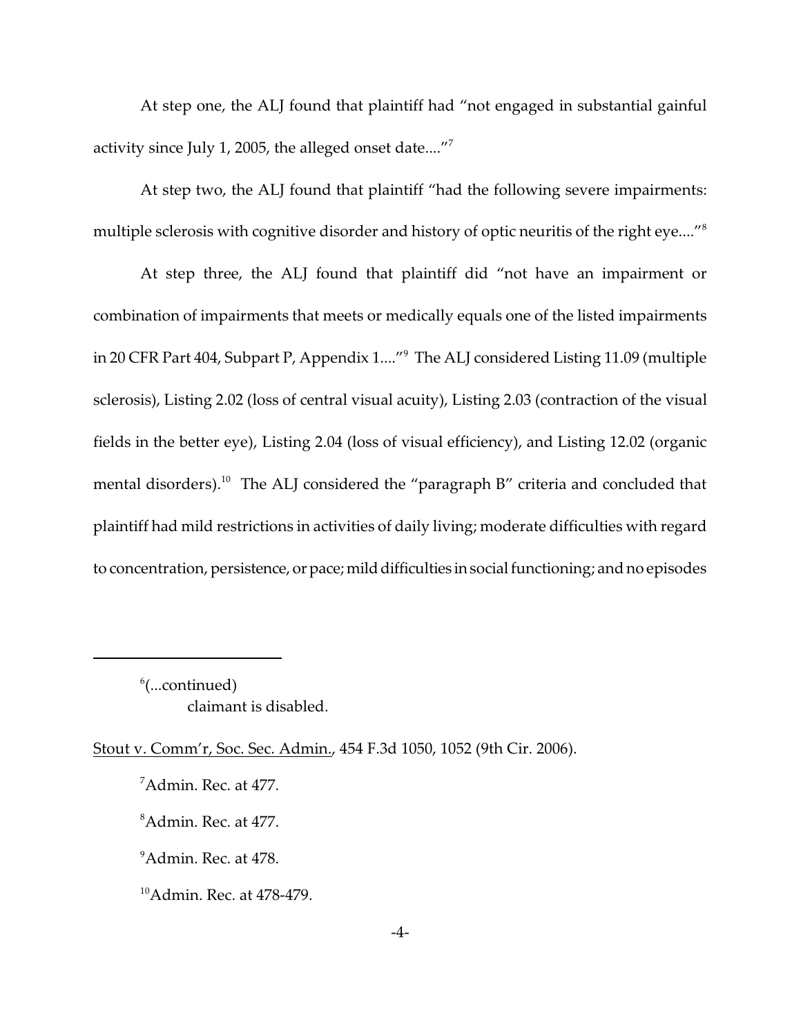At step one, the ALJ found that plaintiff had "not engaged in substantial gainful activity since July 1, 2005, the alleged onset date...."[7]

At step two, the ALJ found that plaintiff "had the following severe impairments: multiple sclerosis with cognitive disorder and history of optic neuritis of the right eye...."[8]

At step three, the ALJ found that plaintiff did "not have an impairment or combination of impairments that meets or medically equals one of the listed impairments in 20 CFR Part 404, Subpart P, Appendix 1...."[9] The ALJ considered Listing 11.09 (multiple sclerosis), Listing 2.02 (loss of central visual acuity), Listing 2.03 (contraction of the visual fields in the better eye), Listing 2.04 (loss of visual efficiency), and Listing 12.02 (organic mental disorders).[10] The ALJ considered the "paragraph B" criteria and concluded that plaintiff had mild restrictions in activities of daily living; moderate difficulties with regard to concentration, persistence, or pace; mild difficulties in social functioning; and no episodes

---

[6](...continued)
claimant is disabled.

Stout v. Comm'r, Soc. Sec. Admin., 454 F.3d 1050, 1052 (9th Cir. 2006).

[7]Admin. Rec. at 477.

[8]Admin. Rec. at 477.

[9]Admin. Rec. at 478.

[10]Admin. Rec. at 478-479.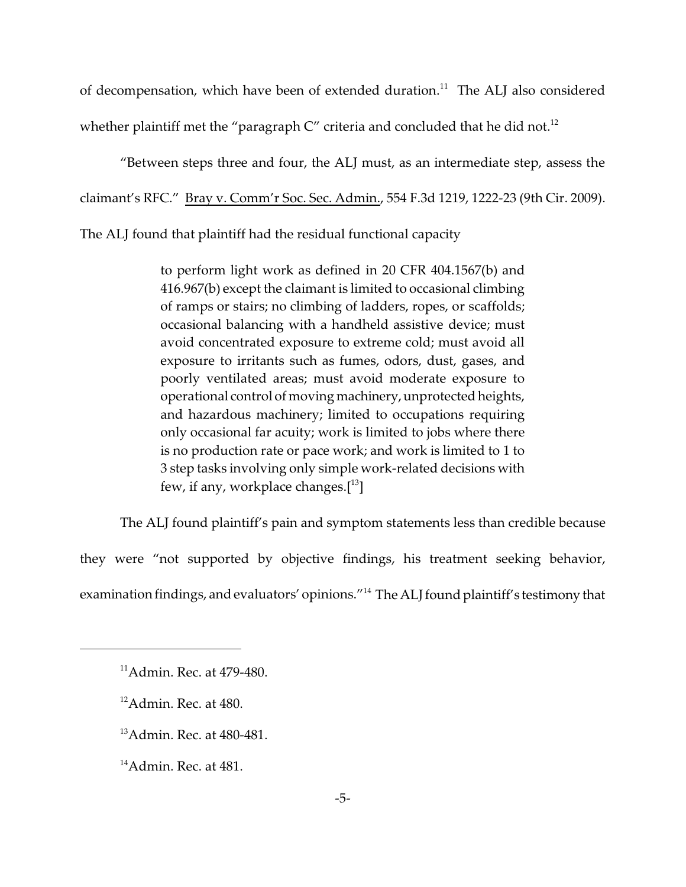of decompensation, which have been of extended duration.[11] The ALJ also considered whether plaintiff met the "paragraph C" criteria and concluded that he did not.[12]

"Between steps three and four, the ALJ must, as an intermediate step, assess the claimant's RFC." Bray v. Comm'r Soc. Sec. Admin., 554 F.3d 1219, 1222-23 (9th Cir. 2009). The ALJ found that plaintiff had the residual functional capacity

> to perform light work as defined in 20 CFR 404.1567(b) and 416.967(b) except the claimant is limited to occasional climbing of ramps or stairs; no climbing of ladders, ropes, or scaffolds; occasional balancing with a handheld assistive device; must avoid concentrated exposure to extreme cold; must avoid all exposure to irritants such as fumes, odors, dust, gases, and poorly ventilated areas; must avoid moderate exposure to operational control of moving machinery, unprotected heights, and hazardous machinery; limited to occupations requiring only occasional far acuity; work is limited to jobs where there is no production rate or pace work; and work is limited to 1 to 3 step tasks involving only simple work-related decisions with few, if any, workplace changes.[13]

The ALJ found plaintiff's pain and symptom statements less than credible because they were "not supported by objective findings, his treatment seeking behavior, examination findings, and evaluators' opinions."[14] The ALJ found plaintiff's testimony that

---

[11] Admin. Rec. at 479-480.

[12] Admin. Rec. at 480.

[13] Admin. Rec. at 480-481.

[14] Admin. Rec. at 481.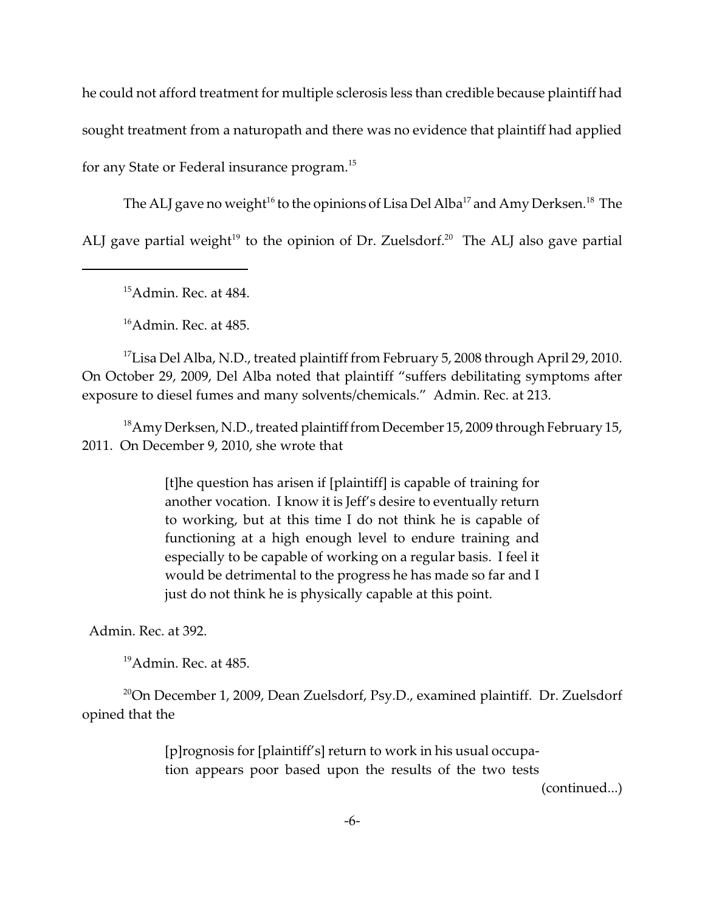he could not afford treatment for multiple sclerosis less than credible because plaintiff had sought treatment from a naturopath and there was no evidence that plaintiff had applied for any State or Federal insurance program.[15]

The ALJ gave no weight[16] to the opinions of Lisa Del Alba[17] and Amy Derksen.[18] The ALJ gave partial weight[19] to the opinion of Dr. Zuelsdorf.[20] The ALJ also gave partial

---

[15]Admin. Rec. at 484.

[16]Admin. Rec. at 485.

[17]Lisa Del Alba, N.D., treated plaintiff from February 5, 2008 through April 29, 2010. On October 29, 2009, Del Alba noted that plaintiff "suffers debilitating symptoms after exposure to diesel fumes and many solvents/chemicals." Admin. Rec. at 213.

[18]Amy Derksen, N.D., treated plaintiff from December 15, 2009 through February 15, 2011. On December 9, 2010, she wrote that

> [t]he question has arisen if [plaintiff] is capable of training for another vocation. I know it is Jeff's desire to eventually return to working, but at this time I do not think he is capable of functioning at a high enough level to endure training and especially to be capable of working on a regular basis. I feel it would be detrimental to the progress he has made so far and I just do not think he is physically capable at this point.

Admin. Rec. at 392.

[19]Admin. Rec. at 485.

[20]On December 1, 2009, Dean Zuelsdorf, Psy.D., examined plaintiff. Dr. Zuelsdorf opined that the

> [p]rognosis for [plaintiff's] return to work in his usual occupation appears poor based upon the results of the two tests

(continued...)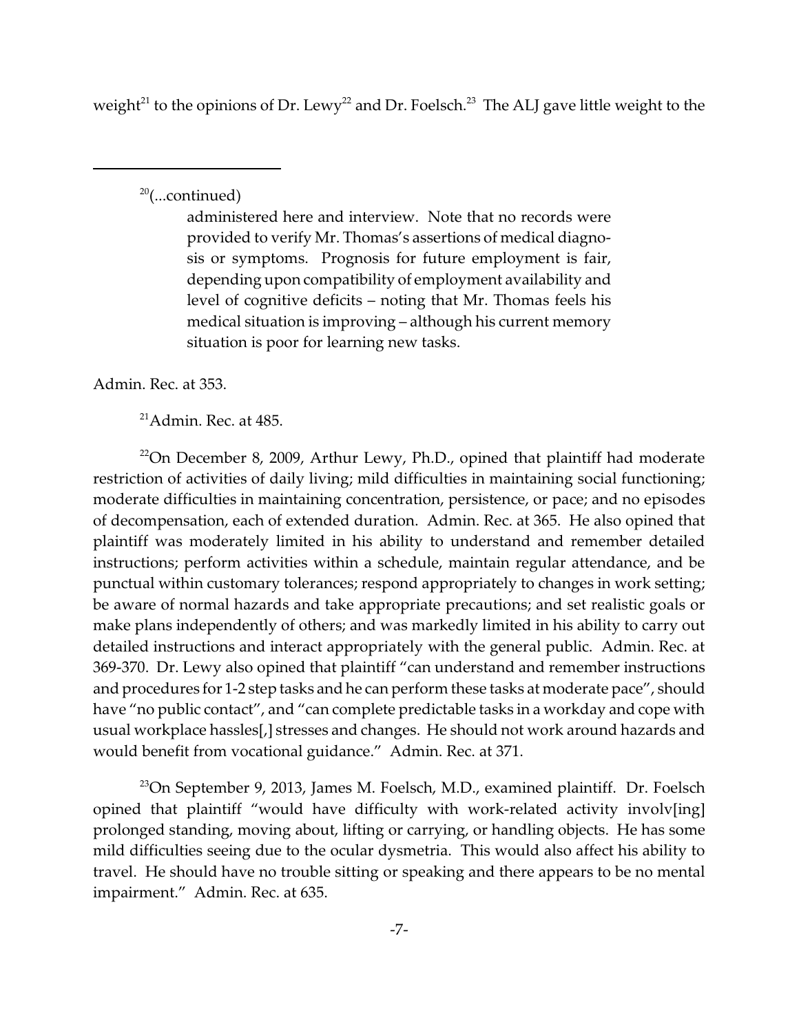weight[21] to the opinions of Dr. Lewy[22] and Dr. Foelsch.[23] The ALJ gave little weight to the

---

[20](...continued)

> administered here and interview. Note that no records were provided to verify Mr. Thomas's assertions of medical diagnosis or symptoms. Prognosis for future employment is fair, depending upon compatibility of employment availability and level of cognitive deficits – noting that Mr. Thomas feels his medical situation is improving – although his current memory situation is poor for learning new tasks.

Admin. Rec. at 353.

[21] Admin. Rec. at 485.

[22] On December 8, 2009, Arthur Lewy, Ph.D., opined that plaintiff had moderate restriction of activities of daily living; mild difficulties in maintaining social functioning; moderate difficulties in maintaining concentration, persistence, or pace; and no episodes of decompensation, each of extended duration. Admin. Rec. at 365. He also opined that plaintiff was moderately limited in his ability to understand and remember detailed instructions; perform activities within a schedule, maintain regular attendance, and be punctual within customary tolerances; respond appropriately to changes in work setting; be aware of normal hazards and take appropriate precautions; and set realistic goals or make plans independently of others; and was markedly limited in his ability to carry out detailed instructions and interact appropriately with the general public. Admin. Rec. at 369-370. Dr. Lewy also opined that plaintiff "can understand and remember instructions and procedures for 1-2 step tasks and he can perform these tasks at moderate pace", should have "no public contact", and "can complete predictable tasks in a workday and cope with usual workplace hassles[,] stresses and changes. He should not work around hazards and would benefit from vocational guidance." Admin. Rec. at 371.

[23] On September 9, 2013, James M. Foelsch, M.D., examined plaintiff. Dr. Foelsch opined that plaintiff "would have difficulty with work-related activity involv[ing] prolonged standing, moving about, lifting or carrying, or handling objects. He has some mild difficulties seeing due to the ocular dysmetria. This would also affect his ability to travel. He should have no trouble sitting or speaking and there appears to be no mental impairment." Admin. Rec. at 635.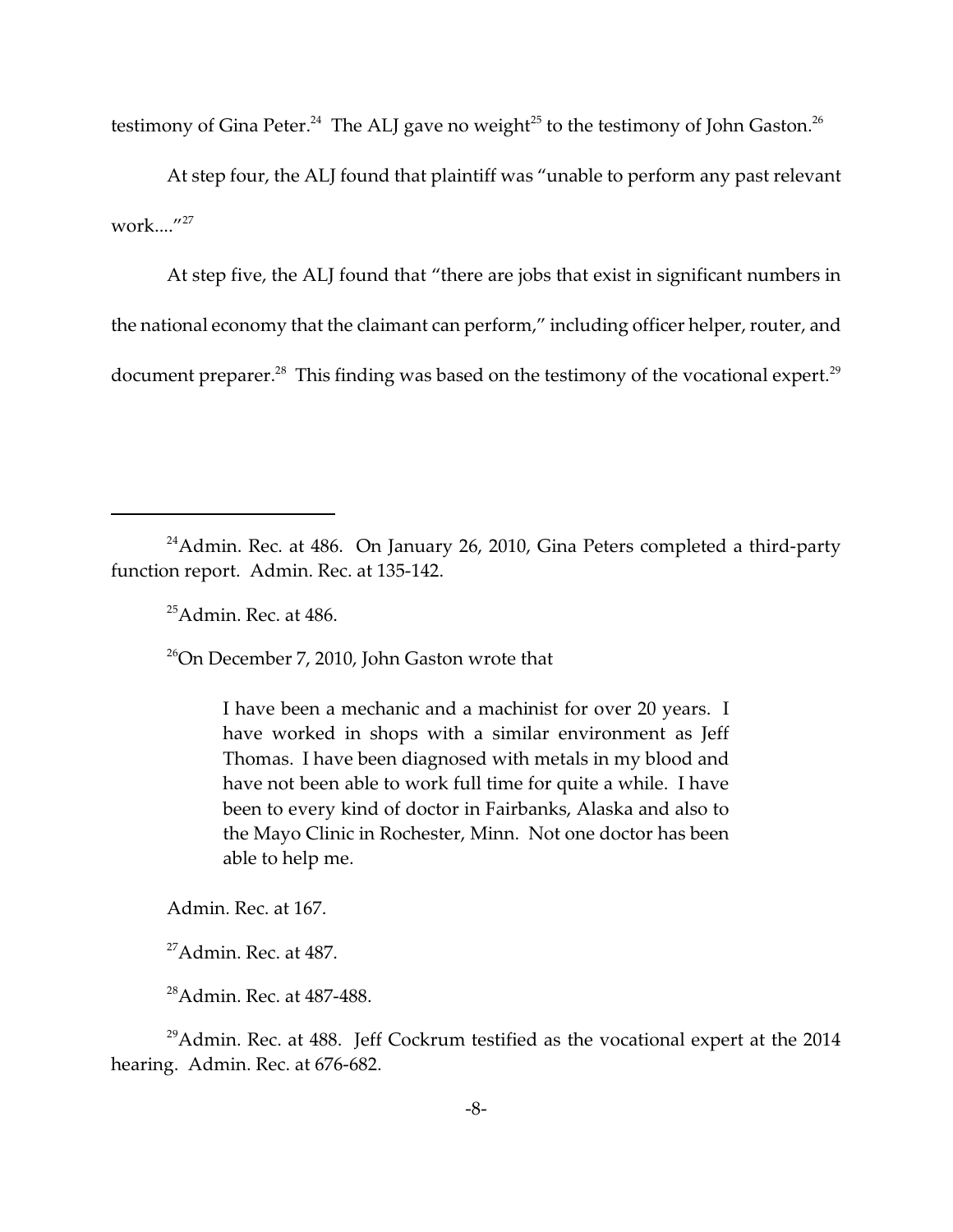testimony of Gina Peter.[24] The ALJ gave no weight[25] to the testimony of John Gaston.[26]

At step four, the ALJ found that plaintiff was "unable to perform any past relevant work...."[27]

At step five, the ALJ found that "there are jobs that exist in significant numbers in the national economy that the claimant can perform," including officer helper, router, and document preparer.[28] This finding was based on the testimony of the vocational expert.[29]

---

[24]Admin. Rec. at 486. On January 26, 2010, Gina Peters completed a third-party function report. Admin. Rec. at 135-142.

[25]Admin. Rec. at 486.

[26]On December 7, 2010, John Gaston wrote that

> I have been a mechanic and a machinist for over 20 years. I have worked in shops with a similar environment as Jeff Thomas. I have been diagnosed with metals in my blood and have not been able to work full time for quite a while. I have been to every kind of doctor in Fairbanks, Alaska and also to the Mayo Clinic in Rochester, Minn. Not one doctor has been able to help me.

Admin. Rec. at 167.

[27]Admin. Rec. at 487.

[28]Admin. Rec. at 487-488.

[29]Admin. Rec. at 488. Jeff Cockrum testified as the vocational expert at the 2014 hearing. Admin. Rec. at 676-682.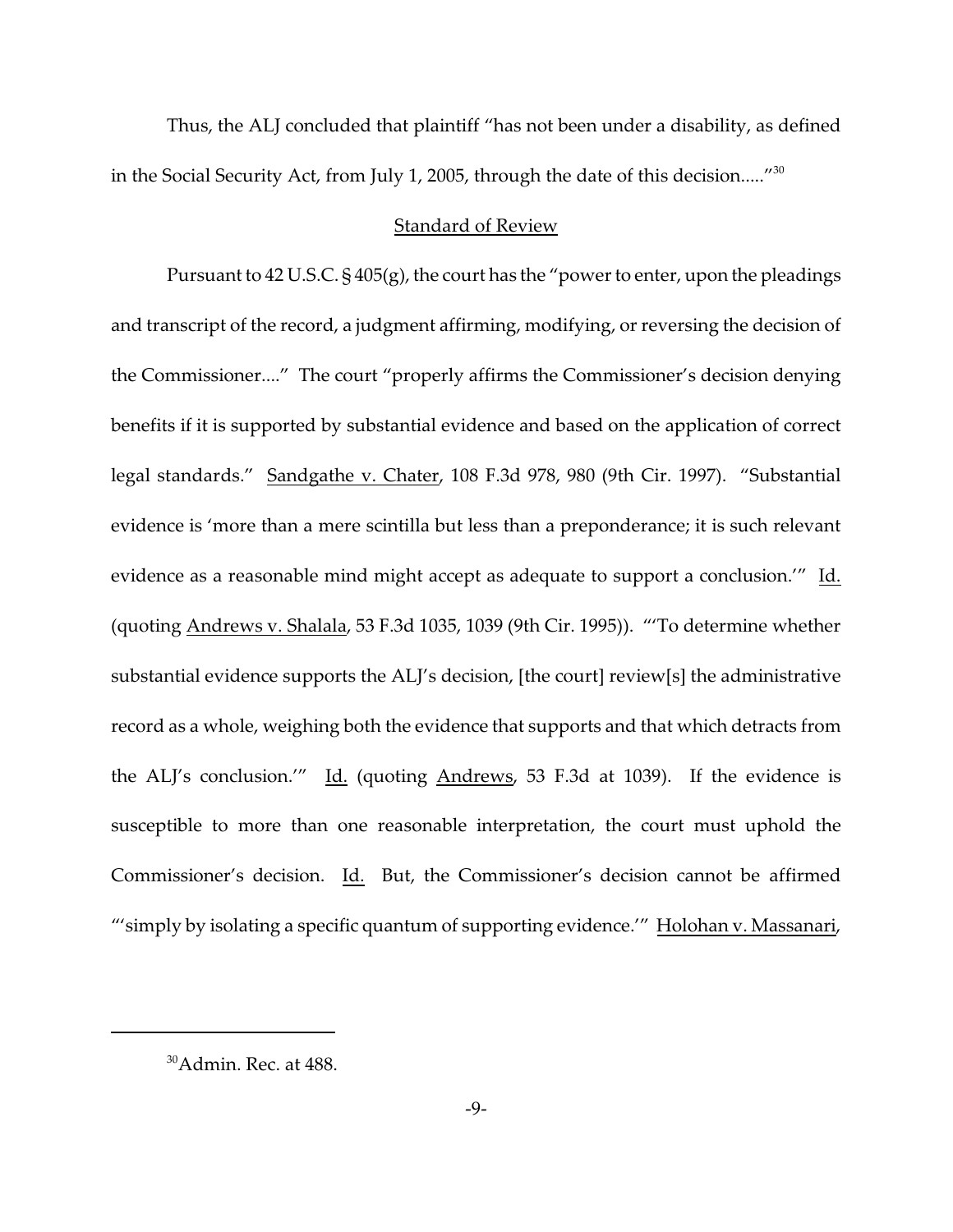Thus, the ALJ concluded that plaintiff "has not been under a disability, as defined in the Social Security Act, from July 1, 2005, through the date of this decision....."[30]

## Standard of Review

Pursuant to 42 U.S.C. § 405(g), the court has the "power to enter, upon the pleadings and transcript of the record, a judgment affirming, modifying, or reversing the decision of the Commissioner...." The court "properly affirms the Commissioner's decision denying benefits if it is supported by substantial evidence and based on the application of correct legal standards." Sandgathe v. Chater, 108 F.3d 978, 980 (9th Cir. 1997). "Substantial evidence is 'more than a mere scintilla but less than a preponderance; it is such relevant evidence as a reasonable mind might accept as adequate to support a conclusion.'" Id. (quoting Andrews v. Shalala, 53 F.3d 1035, 1039 (9th Cir. 1995)). "'To determine whether substantial evidence supports the ALJ's decision, [the court] review[s] the administrative record as a whole, weighing both the evidence that supports and that which detracts from the ALJ's conclusion.'" Id. (quoting Andrews, 53 F.3d at 1039). If the evidence is susceptible to more than one reasonable interpretation, the court must uphold the Commissioner's decision. Id. But, the Commissioner's decision cannot be affirmed "'simply by isolating a specific quantum of supporting evidence.'" Holohan v. Massanari,

[30] Admin. Rec. at 488.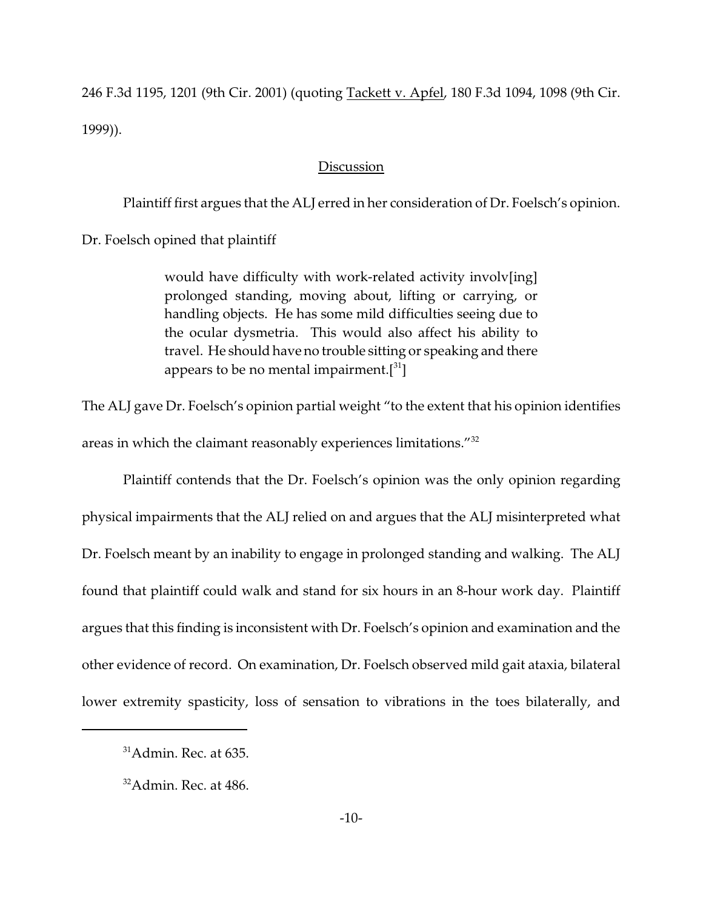246 F.3d 1195, 1201 (9th Cir. 2001) (quoting Tackett v. Apfel, 180 F.3d 1094, 1098 (9th Cir. 1999)).

## Discussion

Plaintiff first argues that the ALJ erred in her consideration of Dr. Foelsch's opinion. Dr. Foelsch opined that plaintiff

> would have difficulty with work-related activity involv[ing] prolonged standing, moving about, lifting or carrying, or handling objects. He has some mild difficulties seeing due to the ocular dysmetria. This would also affect his ability to travel. He should have no trouble sitting or speaking and there appears to be no mental impairment.[[31]]

The ALJ gave Dr. Foelsch's opinion partial weight "to the extent that his opinion identifies areas in which the claimant reasonably experiences limitations."[32]

Plaintiff contends that the Dr. Foelsch's opinion was the only opinion regarding physical impairments that the ALJ relied on and argues that the ALJ misinterpreted what Dr. Foelsch meant by an inability to engage in prolonged standing and walking. The ALJ found that plaintiff could walk and stand for six hours in an 8-hour work day. Plaintiff argues that this finding is inconsistent with Dr. Foelsch's opinion and examination and the other evidence of record. On examination, Dr. Foelsch observed mild gait ataxia, bilateral lower extremity spasticity, loss of sensation to vibrations in the toes bilaterally, and

[31] Admin. Rec. at 635.

[32] Admin. Rec. at 486.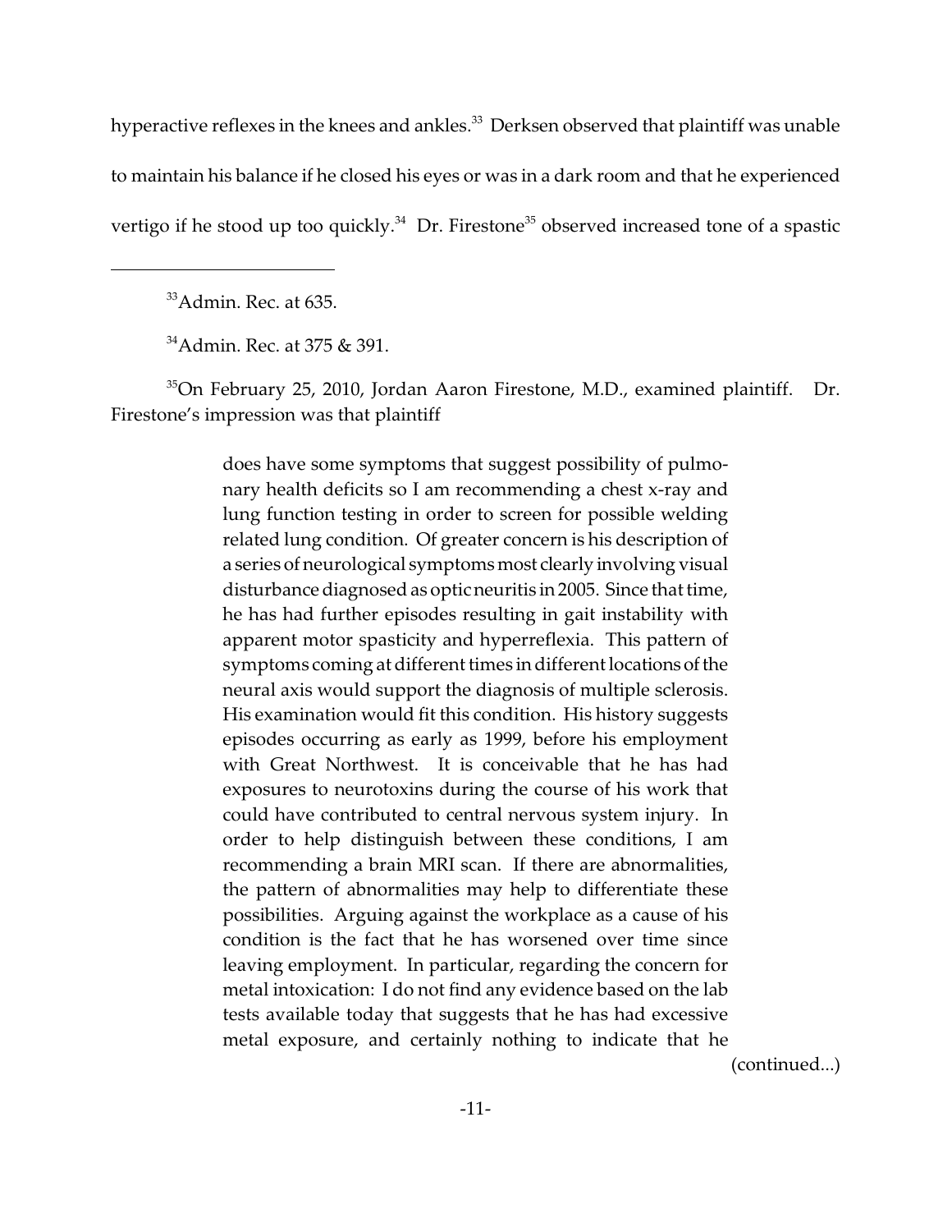hyperactive reflexes in the knees and ankles.[33] Derksen observed that plaintiff was unable to maintain his balance if he closed his eyes or was in a dark room and that he experienced vertigo if he stood up too quickly.[34] Dr. Firestone[35] observed increased tone of a spastic

---

[33] Admin. Rec. at 635.

[34] Admin. Rec. at 375 & 391.

[35] On February 25, 2010, Jordan Aaron Firestone, M.D., examined plaintiff. Dr. Firestone's impression was that plaintiff

> does have some symptoms that suggest possibility of pulmonary health deficits so I am recommending a chest x-ray and lung function testing in order to screen for possible welding related lung condition. Of greater concern is his description of a series of neurological symptoms most clearly involving visual disturbance diagnosed as optic neuritis in 2005. Since that time, he has had further episodes resulting in gait instability with apparent motor spasticity and hyperreflexia. This pattern of symptoms coming at different times in different locations of the neural axis would support the diagnosis of multiple sclerosis. His examination would fit this condition. His history suggests episodes occurring as early as 1999, before his employment with Great Northwest. It is conceivable that he has had exposures to neurotoxins during the course of his work that could have contributed to central nervous system injury. In order to help distinguish between these conditions, I am recommending a brain MRI scan. If there are abnormalities, the pattern of abnormalities may help to differentiate these possibilities. Arguing against the workplace as a cause of his condition is the fact that he has worsened over time since leaving employment. In particular, regarding the concern for metal intoxication: I do not find any evidence based on the lab tests available today that suggests that he has had excessive metal exposure, and certainly nothing to indicate that he

(continued...)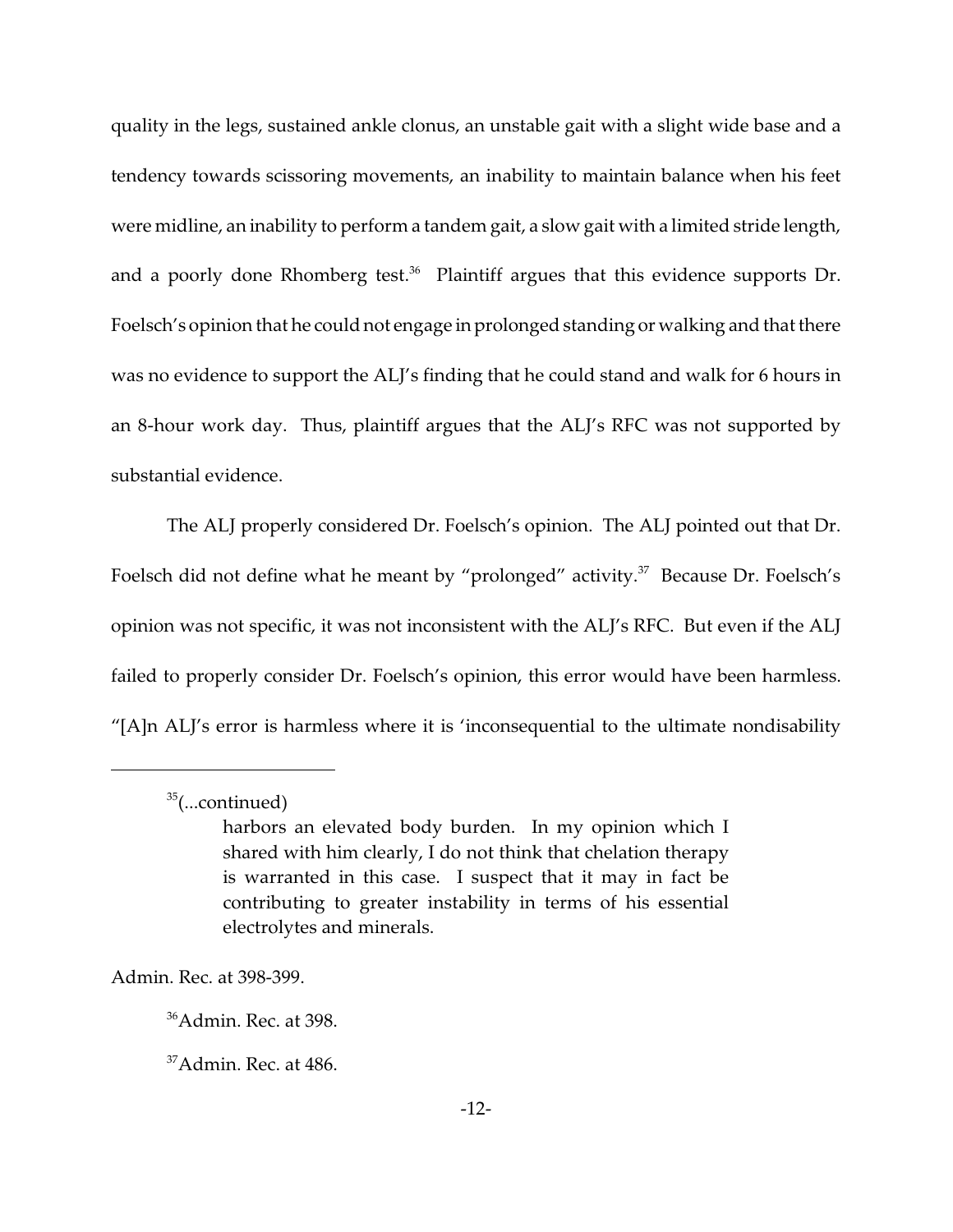quality in the legs, sustained ankle clonus, an unstable gait with a slight wide base and a tendency towards scissoring movements, an inability to maintain balance when his feet were midline, an inability to perform a tandem gait, a slow gait with a limited stride length, and a poorly done Rhomberg test.[36] Plaintiff argues that this evidence supports Dr. Foelsch's opinion that he could not engage in prolonged standing or walking and that there was no evidence to support the ALJ's finding that he could stand and walk for 6 hours in an 8-hour work day. Thus, plaintiff argues that the ALJ's RFC was not supported by substantial evidence.

The ALJ properly considered Dr. Foelsch's opinion. The ALJ pointed out that Dr. Foelsch did not define what he meant by "prolonged" activity.[37] Because Dr. Foelsch's opinion was not specific, it was not inconsistent with the ALJ's RFC. But even if the ALJ failed to properly consider Dr. Foelsch's opinion, this error would have been harmless. "[A]n ALJ's error is harmless where it is 'inconsequential to the ultimate nondisability

---

[35](...continued)

> harbors an elevated body burden. In my opinion which I shared with him clearly, I do not think that chelation therapy is warranted in this case. I suspect that it may in fact be contributing to greater instability in terms of his essential electrolytes and minerals.

Admin. Rec. at 398-399.

[36]Admin. Rec. at 398.

[37]Admin. Rec. at 486.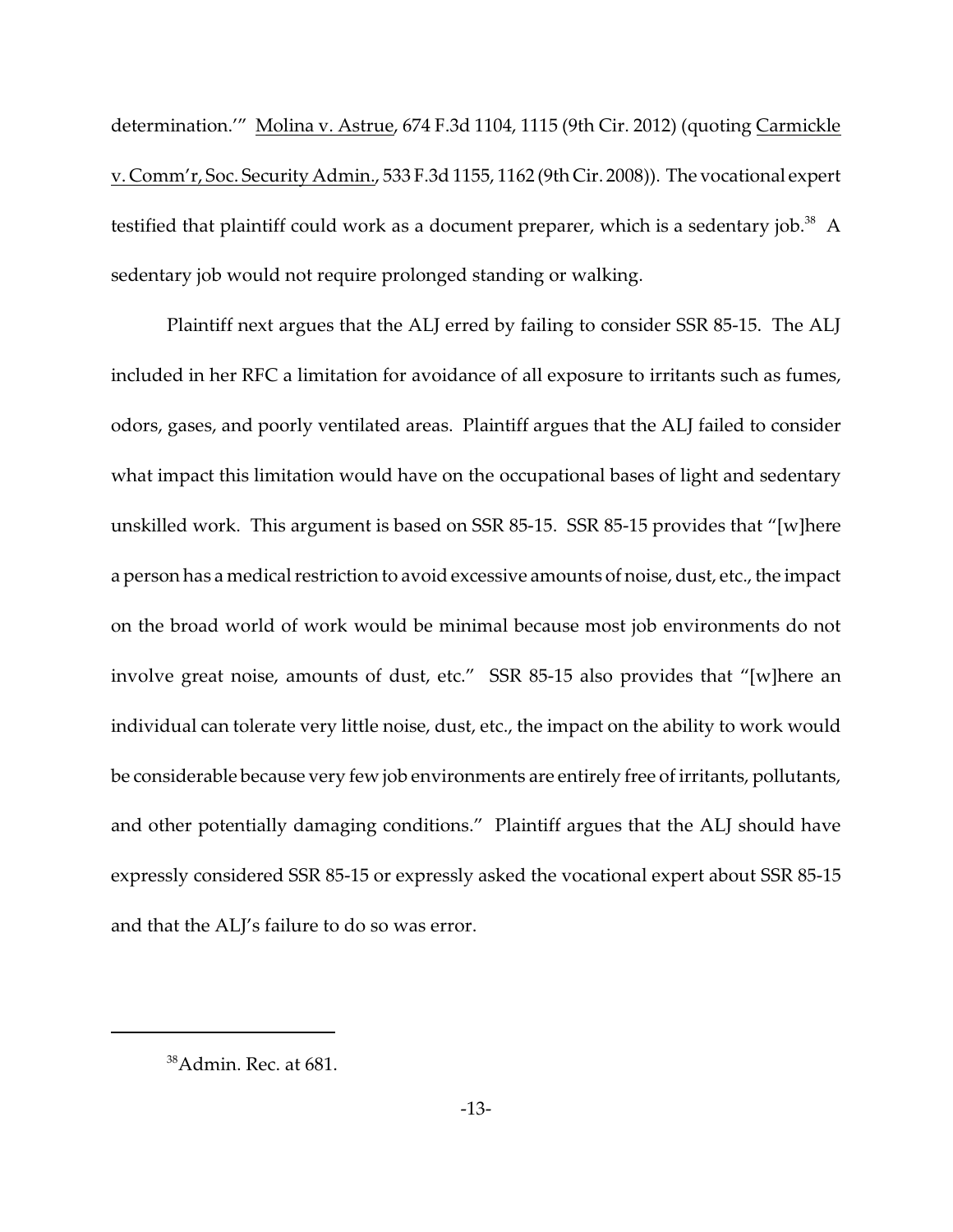determination.'" Molina v. Astrue, 674 F.3d 1104, 1115 (9th Cir. 2012) (quoting Carmickle v. Comm'r, Soc. Security Admin., 533 F.3d 1155, 1162 (9th Cir. 2008)). The vocational expert testified that plaintiff could work as a document preparer, which is a sedentary job.[38] A sedentary job would not require prolonged standing or walking.

Plaintiff next argues that the ALJ erred by failing to consider SSR 85-15. The ALJ included in her RFC a limitation for avoidance of all exposure to irritants such as fumes, odors, gases, and poorly ventilated areas. Plaintiff argues that the ALJ failed to consider what impact this limitation would have on the occupational bases of light and sedentary unskilled work. This argument is based on SSR 85-15. SSR 85-15 provides that "[w]here a person has a medical restriction to avoid excessive amounts of noise, dust, etc., the impact on the broad world of work would be minimal because most job environments do not involve great noise, amounts of dust, etc." SSR 85-15 also provides that "[w]here an individual can tolerate very little noise, dust, etc., the impact on the ability to work would be considerable because very few job environments are entirely free of irritants, pollutants, and other potentially damaging conditions." Plaintiff argues that the ALJ should have expressly considered SSR 85-15 or expressly asked the vocational expert about SSR 85-15 and that the ALJ's failure to do so was error.

---

[38] Admin. Rec. at 681.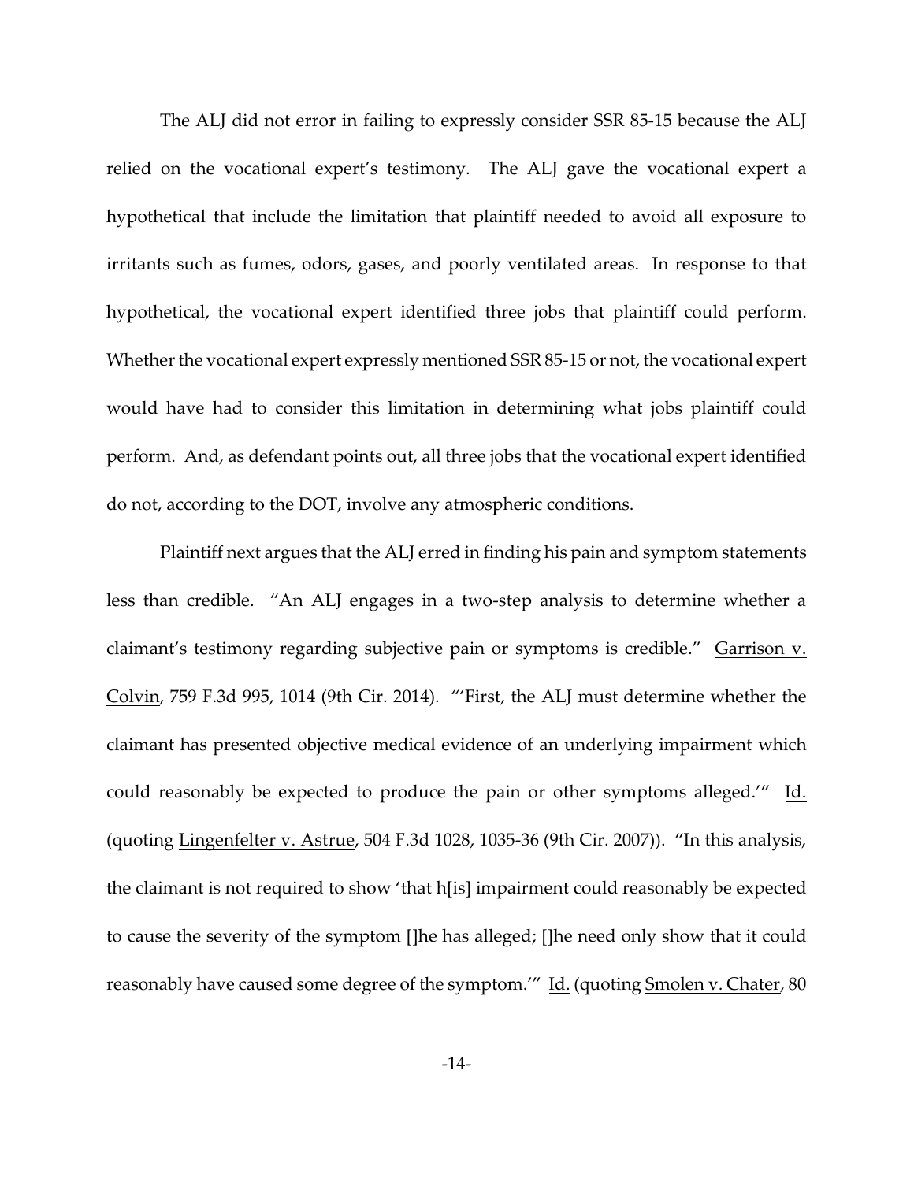The ALJ did not error in failing to expressly consider SSR 85-15 because the ALJ relied on the vocational expert's testimony. The ALJ gave the vocational expert a hypothetical that include the limitation that plaintiff needed to avoid all exposure to irritants such as fumes, odors, gases, and poorly ventilated areas. In response to that hypothetical, the vocational expert identified three jobs that plaintiff could perform. Whether the vocational expert expressly mentioned SSR 85-15 or not, the vocational expert would have had to consider this limitation in determining what jobs plaintiff could perform. And, as defendant points out, all three jobs that the vocational expert identified do not, according to the DOT, involve any atmospheric conditions.

Plaintiff next argues that the ALJ erred in finding his pain and symptom statements less than credible. "An ALJ engages in a two-step analysis to determine whether a claimant's testimony regarding subjective pain or symptoms is credible." Garrison v. Colvin, 759 F.3d 995, 1014 (9th Cir. 2014). "'First, the ALJ must determine whether the claimant has presented objective medical evidence of an underlying impairment which could reasonably be expected to produce the pain or other symptoms alleged.'" Id. (quoting Lingenfelter v. Astrue, 504 F.3d 1028, 1035-36 (9th Cir. 2007)). "In this analysis, the claimant is not required to show 'that h[is] impairment could reasonably be expected to cause the severity of the symptom []he has alleged; []he need only show that it could reasonably have caused some degree of the symptom.'" Id. (quoting Smolen v. Chater, 80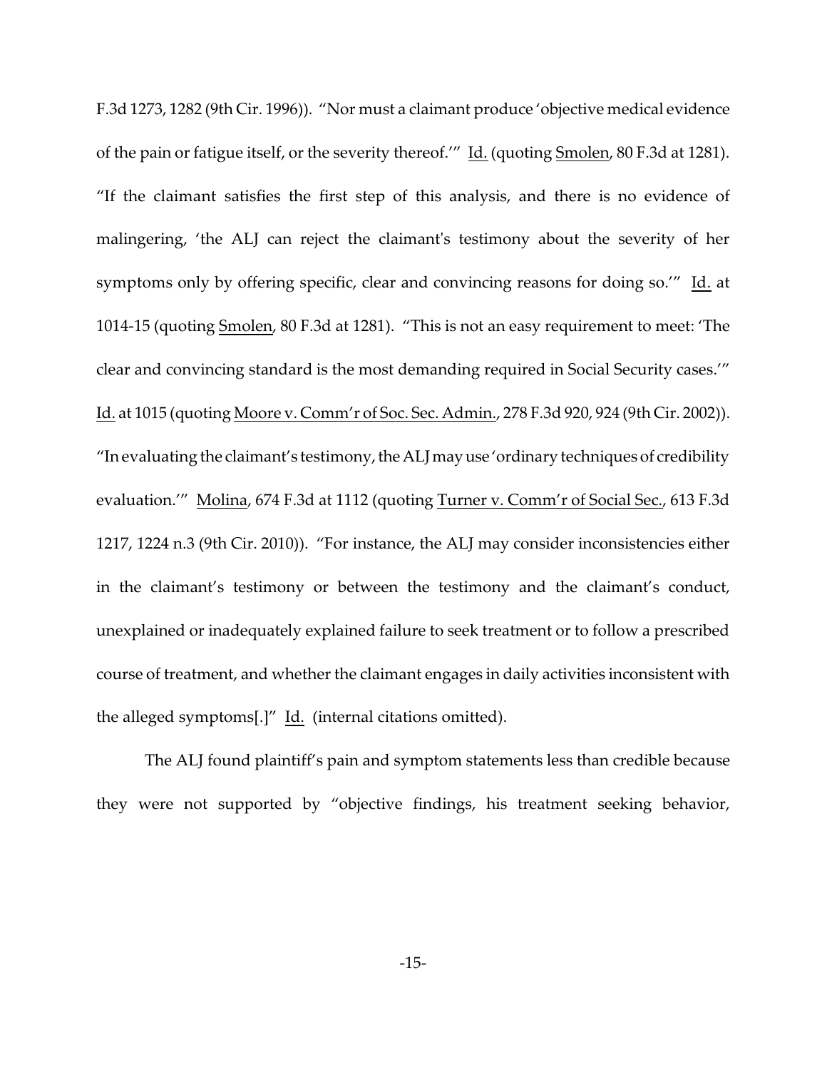F.3d 1273, 1282 (9th Cir. 1996)). "Nor must a claimant produce 'objective medical evidence of the pain or fatigue itself, or the severity thereof.'" Id. (quoting Smolen, 80 F.3d at 1281). "If the claimant satisfies the first step of this analysis, and there is no evidence of malingering, 'the ALJ can reject the claimant's testimony about the severity of her symptoms only by offering specific, clear and convincing reasons for doing so.'" Id. at 1014-15 (quoting Smolen, 80 F.3d at 1281). "This is not an easy requirement to meet: 'The clear and convincing standard is the most demanding required in Social Security cases.'" Id. at 1015 (quoting Moore v. Comm'r of Soc. Sec. Admin., 278 F.3d 920, 924 (9th Cir. 2002)). "In evaluating the claimant's testimony, the ALJ may use 'ordinary techniques of credibility evaluation.'" Molina, 674 F.3d at 1112 (quoting Turner v. Comm'r of Social Sec., 613 F.3d 1217, 1224 n.3 (9th Cir. 2010)). "For instance, the ALJ may consider inconsistencies either in the claimant's testimony or between the testimony and the claimant's conduct, unexplained or inadequately explained failure to seek treatment or to follow a prescribed course of treatment, and whether the claimant engages in daily activities inconsistent with the alleged symptoms[.]" Id. (internal citations omitted).

The ALJ found plaintiff's pain and symptom statements less than credible because they were not supported by "objective findings, his treatment seeking behavior,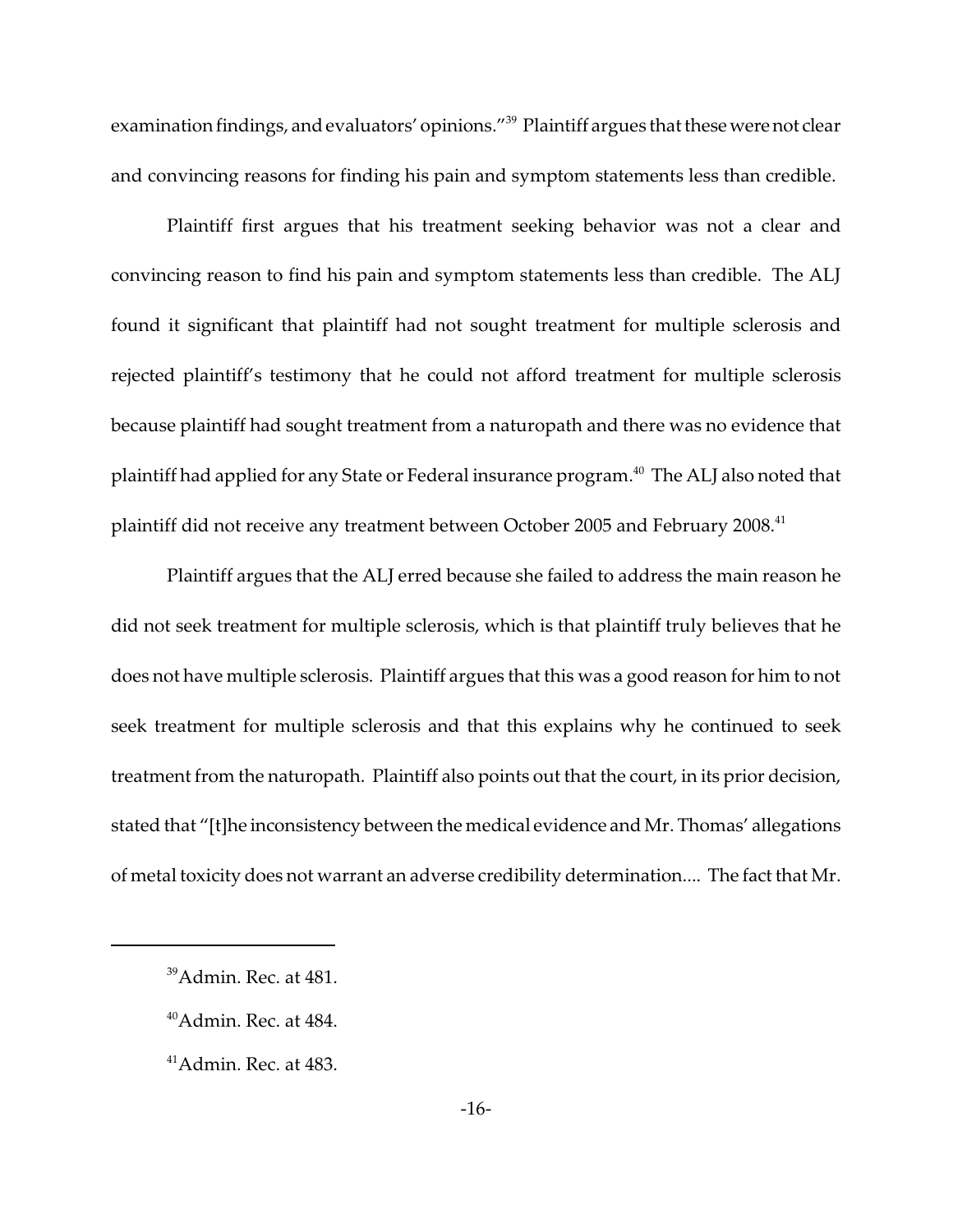examination findings, and evaluators' opinions."[39] Plaintiff argues that these were not clear and convincing reasons for finding his pain and symptom statements less than credible.

Plaintiff first argues that his treatment seeking behavior was not a clear and convincing reason to find his pain and symptom statements less than credible. The ALJ found it significant that plaintiff had not sought treatment for multiple sclerosis and rejected plaintiff's testimony that he could not afford treatment for multiple sclerosis because plaintiff had sought treatment from a naturopath and there was no evidence that plaintiff had applied for any State or Federal insurance program.[40] The ALJ also noted that plaintiff did not receive any treatment between October 2005 and February 2008.[41]

Plaintiff argues that the ALJ erred because she failed to address the main reason he did not seek treatment for multiple sclerosis, which is that plaintiff truly believes that he does not have multiple sclerosis. Plaintiff argues that this was a good reason for him to not seek treatment for multiple sclerosis and that this explains why he continued to seek treatment from the naturopath. Plaintiff also points out that the court, in its prior decision, stated that "[t]he inconsistency between the medical evidence and Mr. Thomas' allegations of metal toxicity does not warrant an adverse credibility determination.... The fact that Mr.

---

[39] Admin. Rec. at 481.

[40] Admin. Rec. at 484.

[41] Admin. Rec. at 483.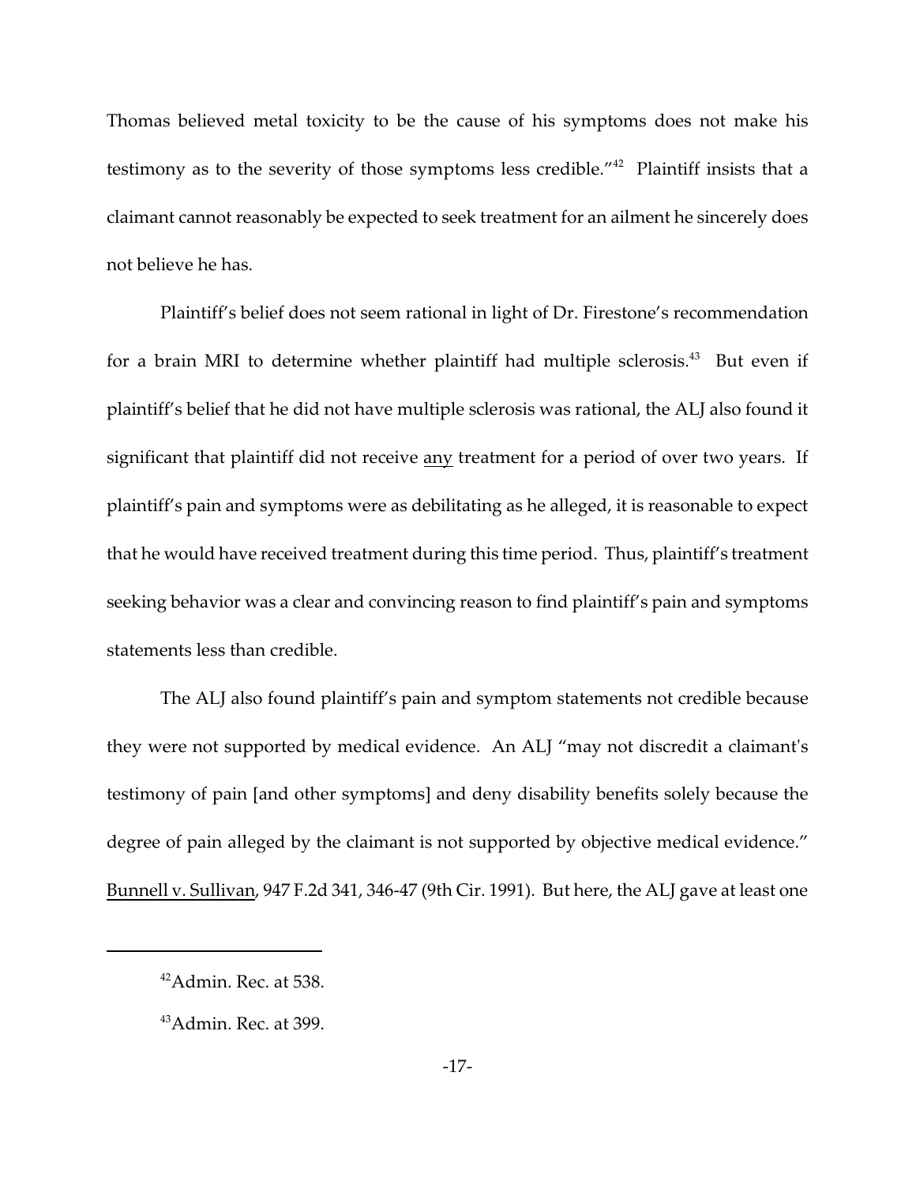Thomas believed metal toxicity to be the cause of his symptoms does not make his testimony as to the severity of those symptoms less credible."[42] Plaintiff insists that a claimant cannot reasonably be expected to seek treatment for an ailment he sincerely does not believe he has.

Plaintiff's belief does not seem rational in light of Dr. Firestone's recommendation for a brain MRI to determine whether plaintiff had multiple sclerosis.[43] But even if plaintiff's belief that he did not have multiple sclerosis was rational, the ALJ also found it significant that plaintiff did not receive <u>any</u> treatment for a period of over two years. If plaintiff's pain and symptoms were as debilitating as he alleged, it is reasonable to expect that he would have received treatment during this time period. Thus, plaintiff's treatment seeking behavior was a clear and convincing reason to find plaintiff's pain and symptoms statements less than credible.

The ALJ also found plaintiff's pain and symptom statements not credible because they were not supported by medical evidence. An ALJ "may not discredit a claimant's testimony of pain [and other symptoms] and deny disability benefits solely because the degree of pain alleged by the claimant is not supported by objective medical evidence." <u>Bunnell v. Sullivan</u>, 947 F.2d 341, 346-47 (9th Cir. 1991). But here, the ALJ gave at least one

---

[42] Admin. Rec. at 538.

[43] Admin. Rec. at 399.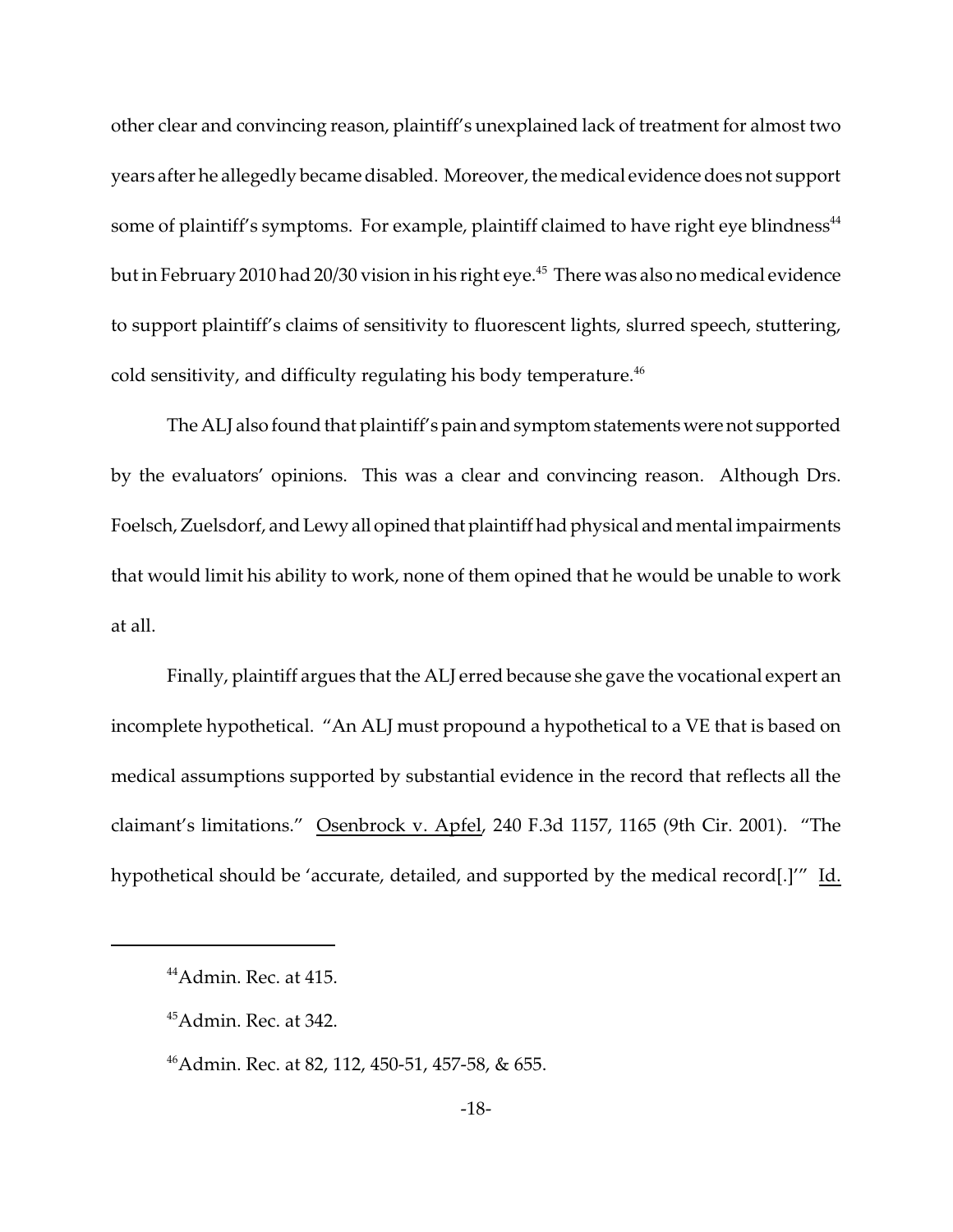other clear and convincing reason, plaintiff's unexplained lack of treatment for almost two years after he allegedly became disabled. Moreover, the medical evidence does not support some of plaintiff's symptoms. For example, plaintiff claimed to have right eye blindness[44] but in February 2010 had 20/30 vision in his right eye.[45] There was also no medical evidence to support plaintiff's claims of sensitivity to fluorescent lights, slurred speech, stuttering, cold sensitivity, and difficulty regulating his body temperature.[46]

The ALJ also found that plaintiff's pain and symptom statements were not supported by the evaluators' opinions. This was a clear and convincing reason. Although Drs. Foelsch, Zuelsdorf, and Lewy all opined that plaintiff had physical and mental impairments that would limit his ability to work, none of them opined that he would be unable to work at all.

Finally, plaintiff argues that the ALJ erred because she gave the vocational expert an incomplete hypothetical. "An ALJ must propound a hypothetical to a VE that is based on medical assumptions supported by substantial evidence in the record that reflects all the claimant's limitations." Osenbrock v. Apfel, 240 F.3d 1157, 1165 (9th Cir. 2001). "The hypothetical should be 'accurate, detailed, and supported by the medical record[.]'" Id.

---

[44] Admin. Rec. at 415.

[45] Admin. Rec. at 342.

[46] Admin. Rec. at 82, 112, 450-51, 457-58, & 655.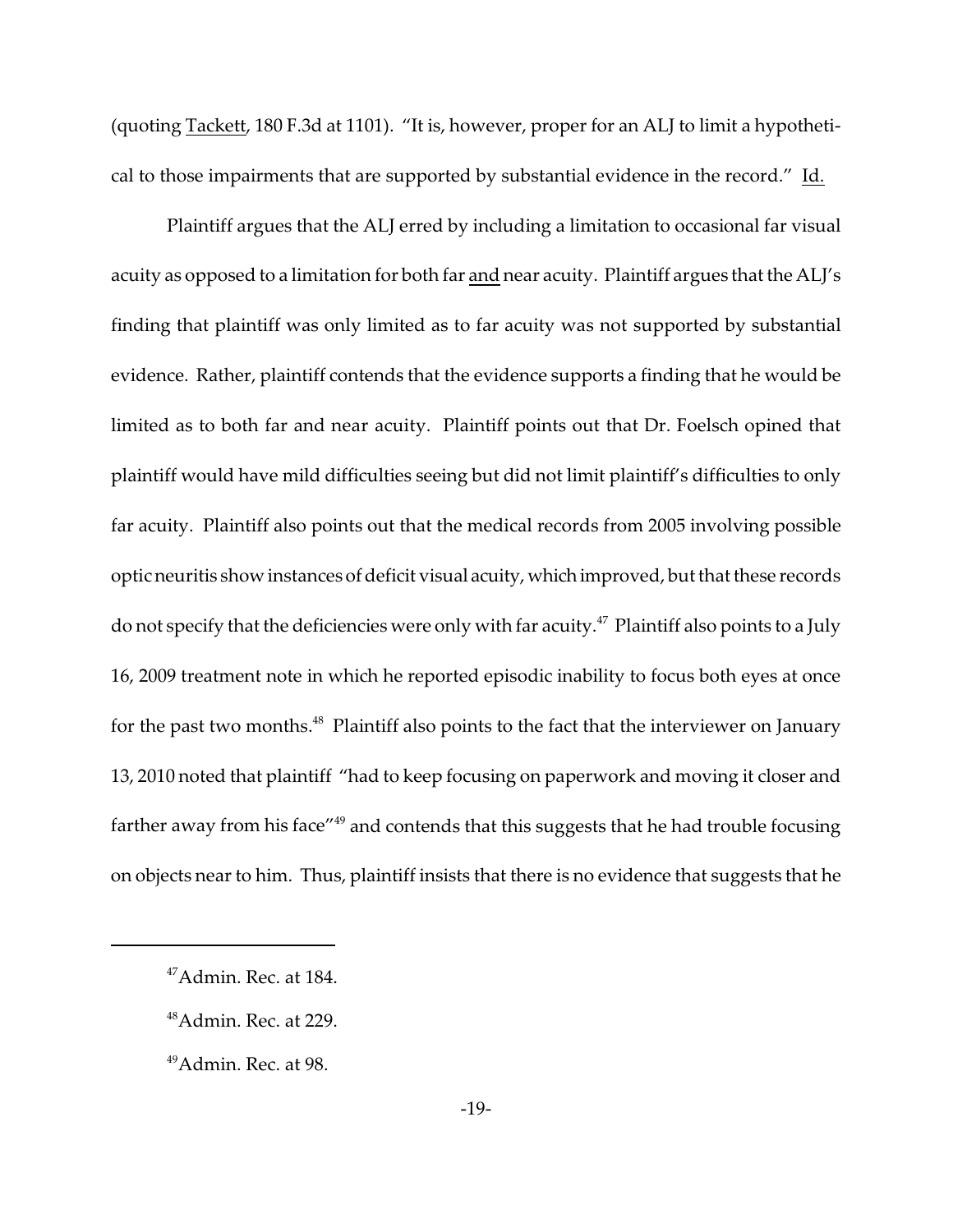(quoting Tackett, 180 F.3d at 1101). "It is, however, proper for an ALJ to limit a hypothetical to those impairments that are supported by substantial evidence in the record." Id.

Plaintiff argues that the ALJ erred by including a limitation to occasional far visual acuity as opposed to a limitation for both far and near acuity. Plaintiff argues that the ALJ's finding that plaintiff was only limited as to far acuity was not supported by substantial evidence. Rather, plaintiff contends that the evidence supports a finding that he would be limited as to both far and near acuity. Plaintiff points out that Dr. Foelsch opined that plaintiff would have mild difficulties seeing but did not limit plaintiff's difficulties to only far acuity. Plaintiff also points out that the medical records from 2005 involving possible optic neuritis show instances of deficit visual acuity, which improved, but that these records do not specify that the deficiencies were only with far acuity.[47] Plaintiff also points to a July 16, 2009 treatment note in which he reported episodic inability to focus both eyes at once for the past two months.[48] Plaintiff also points to the fact that the interviewer on January 13, 2010 noted that plaintiff "had to keep focusing on paperwork and moving it closer and farther away from his face"[49] and contends that this suggests that he had trouble focusing on objects near to him. Thus, plaintiff insists that there is no evidence that suggests that he

---

[47] Admin. Rec. at 184.

[48] Admin. Rec. at 229.

[49] Admin. Rec. at 98.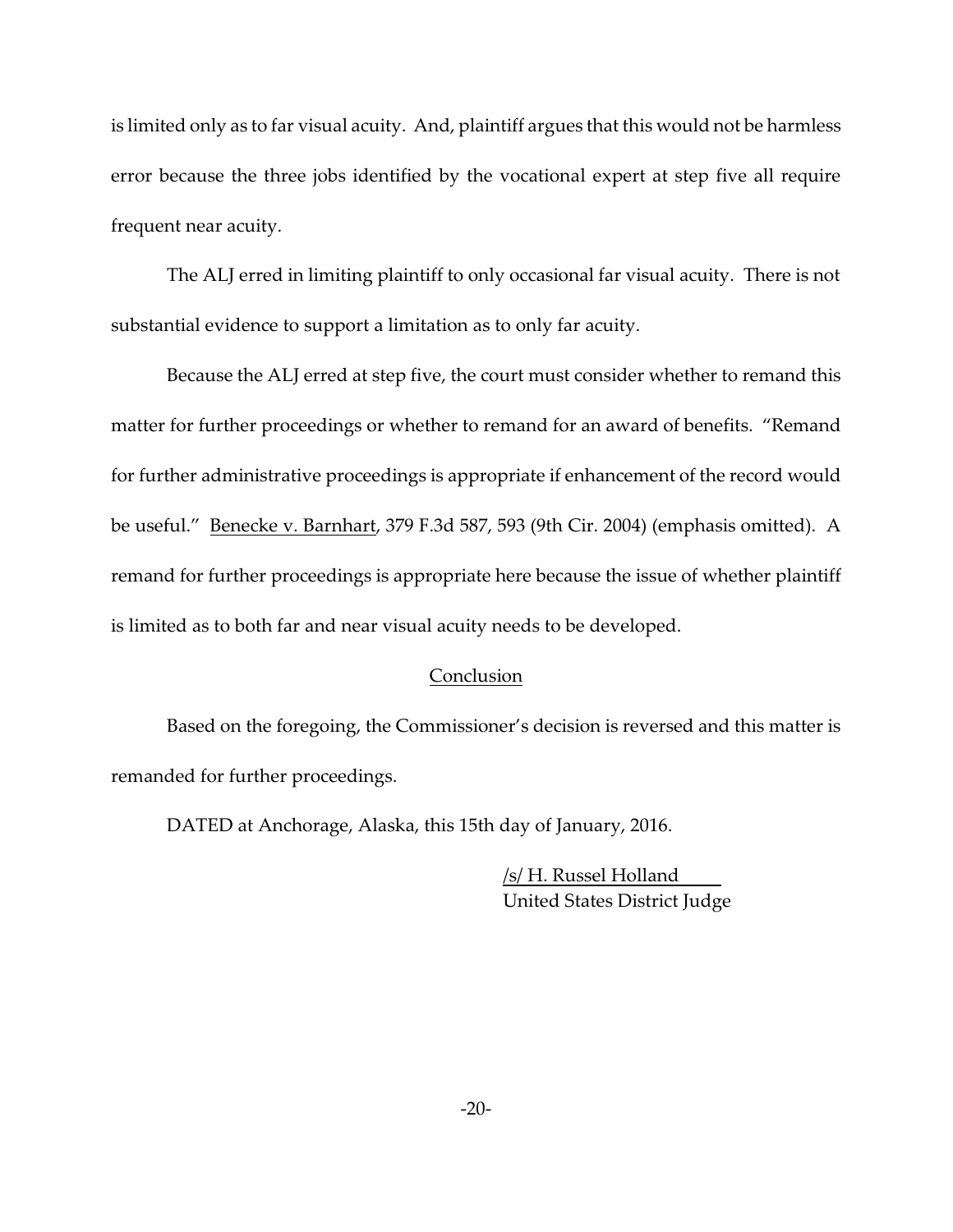is limited only as to far visual acuity. And, plaintiff argues that this would not be harmless error because the three jobs identified by the vocational expert at step five all require frequent near acuity.

The ALJ erred in limiting plaintiff to only occasional far visual acuity. There is not substantial evidence to support a limitation as to only far acuity.

Because the ALJ erred at step five, the court must consider whether to remand this matter for further proceedings or whether to remand for an award of benefits. "Remand for further administrative proceedings is appropriate if enhancement of the record would be useful." Benecke v. Barnhart, 379 F.3d 587, 593 (9th Cir. 2004) (emphasis omitted). A remand for further proceedings is appropriate here because the issue of whether plaintiff is limited as to both far and near visual acuity needs to be developed.

## Conclusion

Based on the foregoing, the Commissioner's decision is reversed and this matter is remanded for further proceedings.

DATED at Anchorage, Alaska, this 15th day of January, 2016.

/s/ H. Russel Holland
United States District Judge